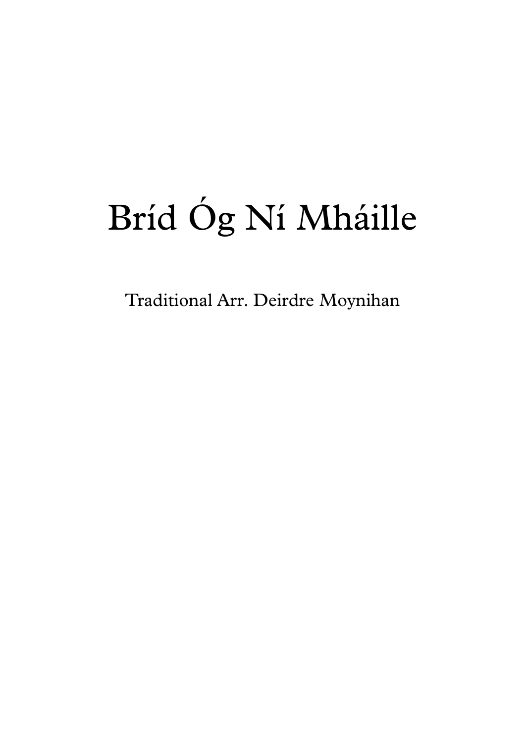# Bríd Óg Ní Mháille

Traditional Arr. Deirdre Moynihan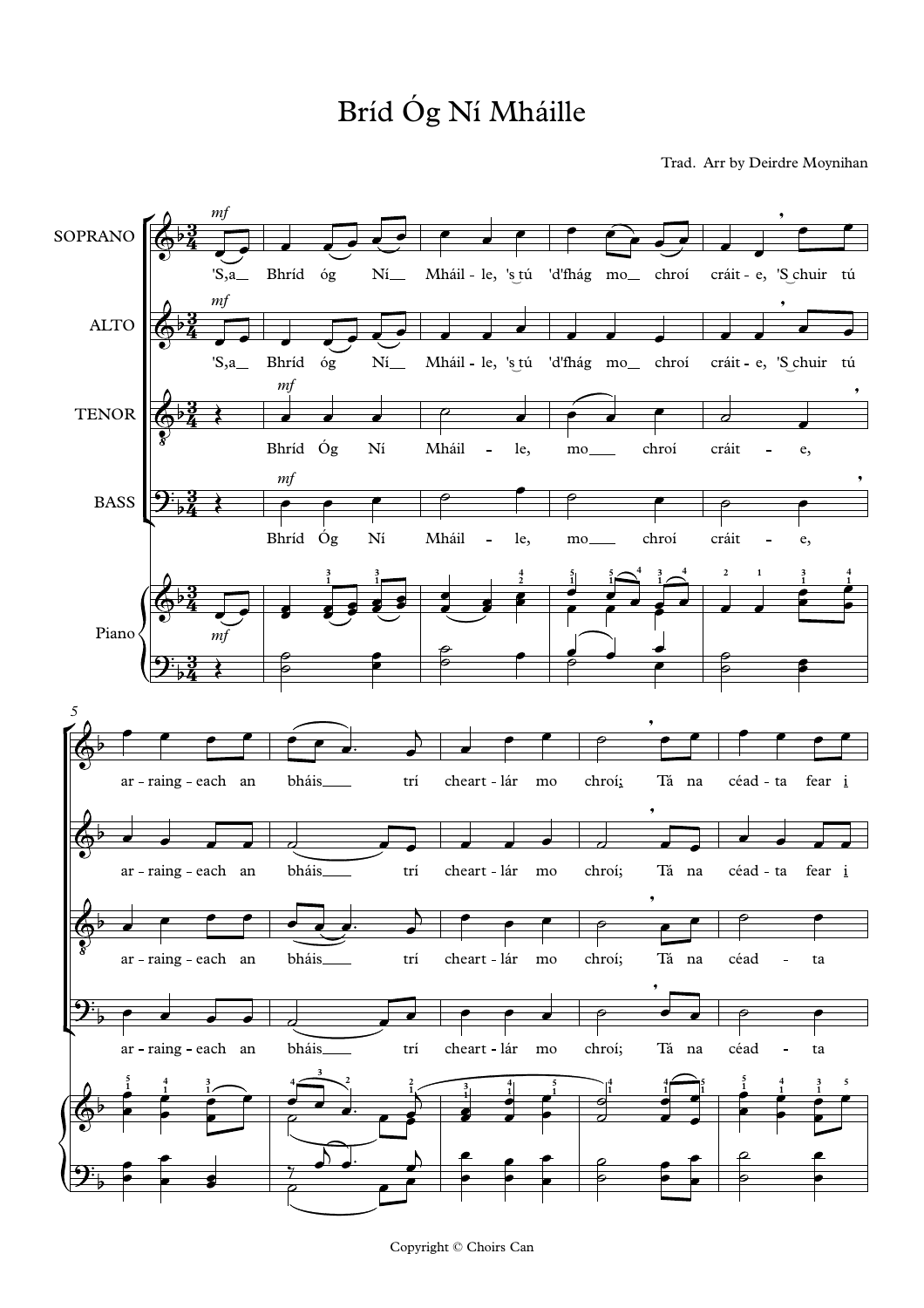# Bríd Óg Ní Mháille

Trad. Arr by Deirdre Moynihan

Copyright © Choirs Can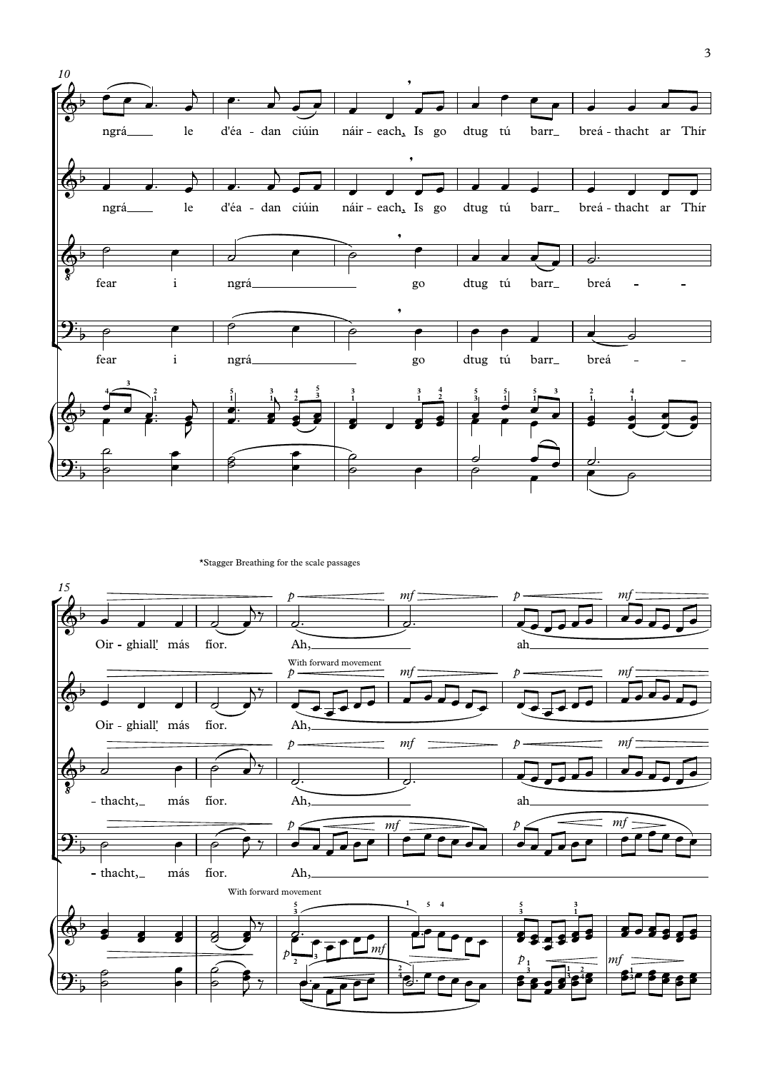*Stagger Breathing for the scale passages

With forward movement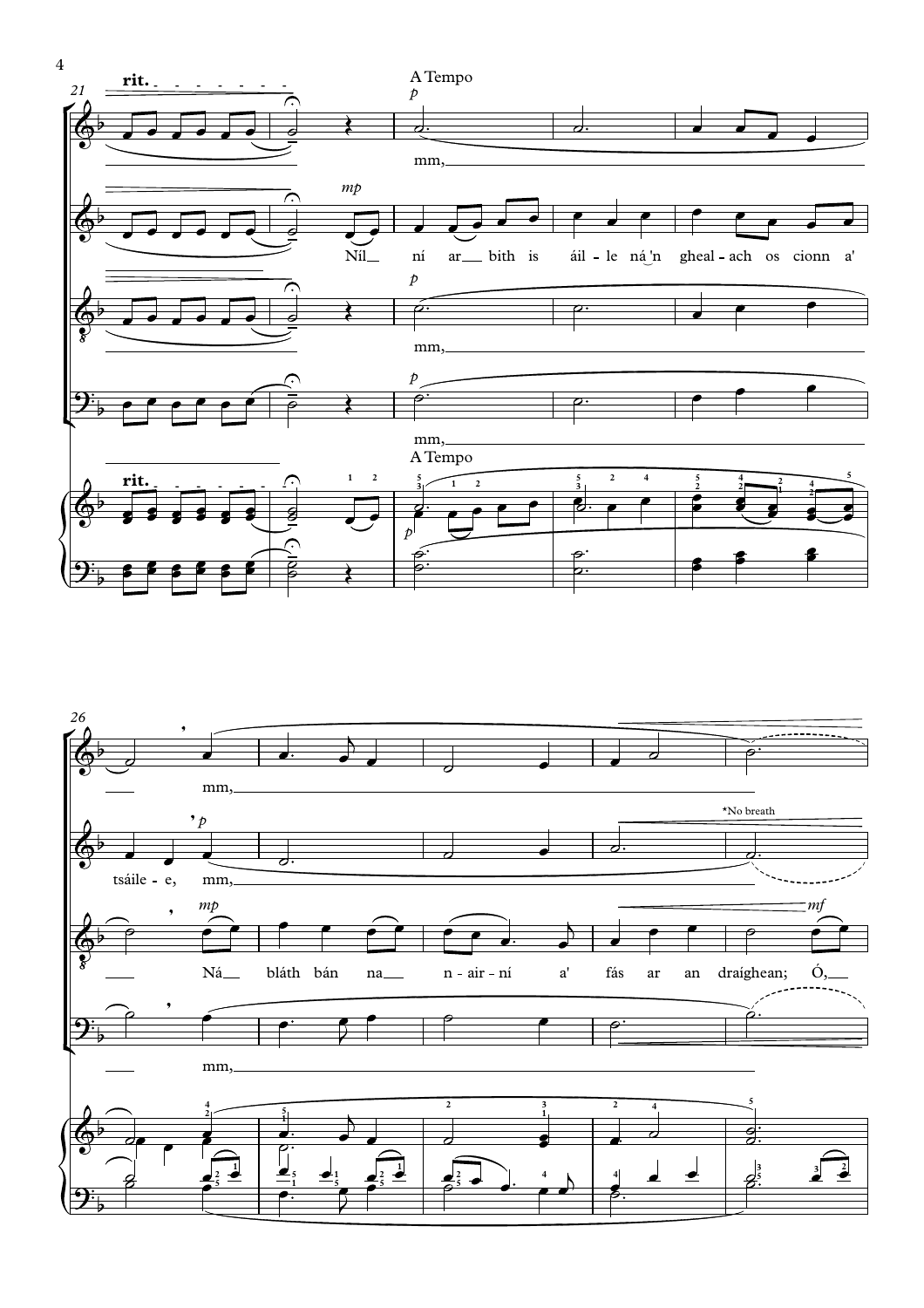rit.

A Tempo

mm,

Níl ní ar bith is áil - le ná 'n gheal - ach os cionn a' tsáile - e, mm,

Ná bláth bán na n - air - ní a' fás ar an draíghean; Ó,

*No breath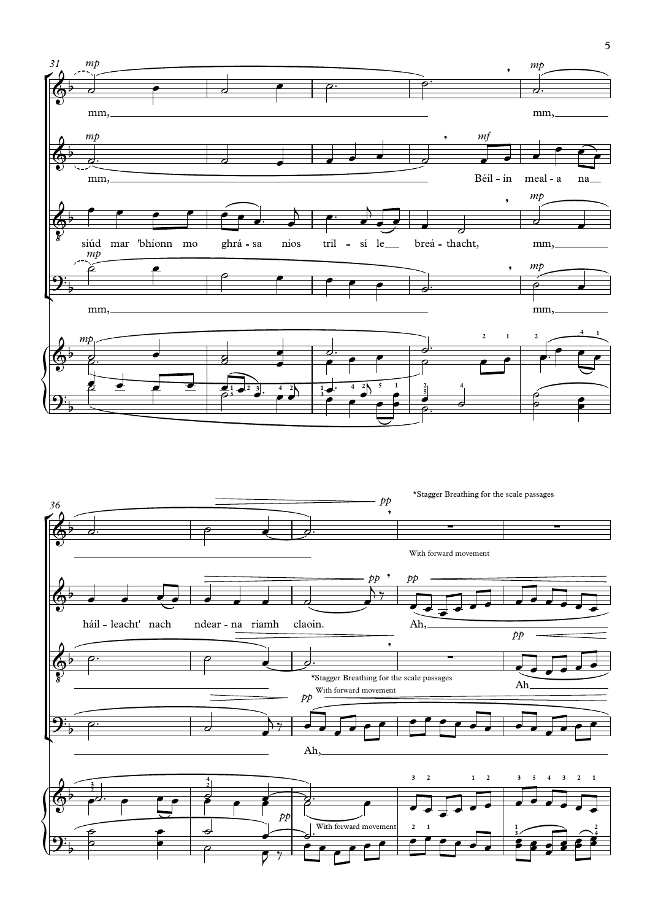mm,

mm,

mm,

Béil - ín meal - a na

siúd mar 'bhíonn mo ghrá - sa níos tril - sí le breá - thacht,

mm,

mm,

mm,

*Stagger Breathing for the scale passages

With forward movement

háil - leacht' nach ndear - na riamh claoin.

Ah,

Ah

*Stagger Breathing for the scale passages

With forward movement

Ah,

With forward movement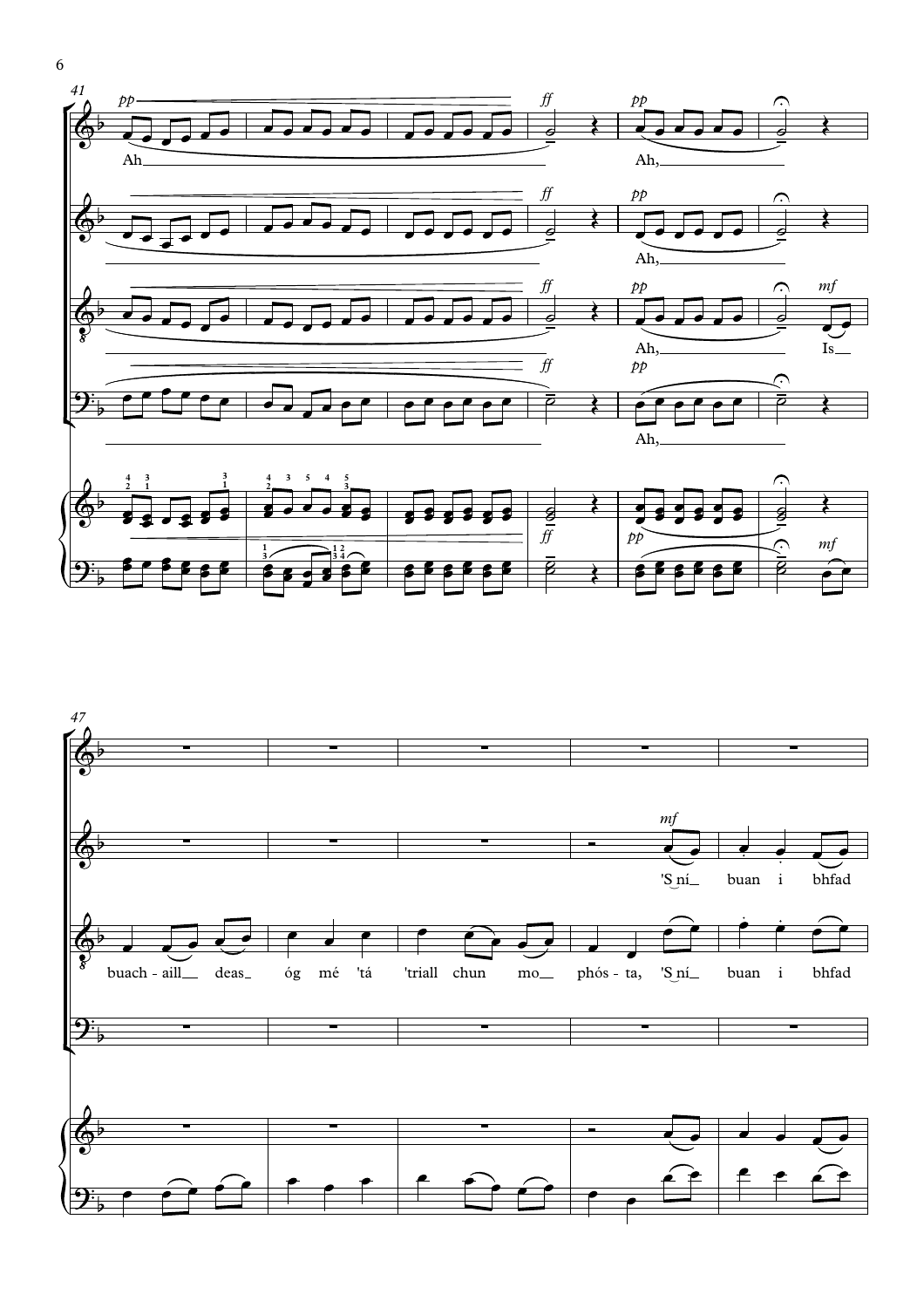41

Ah

Ah,

Ah,

Ah, Is

Ah,

47

'S ní buan i bhfad

buach-aill deas óg mé 'tá 'triall chun mo phós-ta, 'S ní buan i bhfad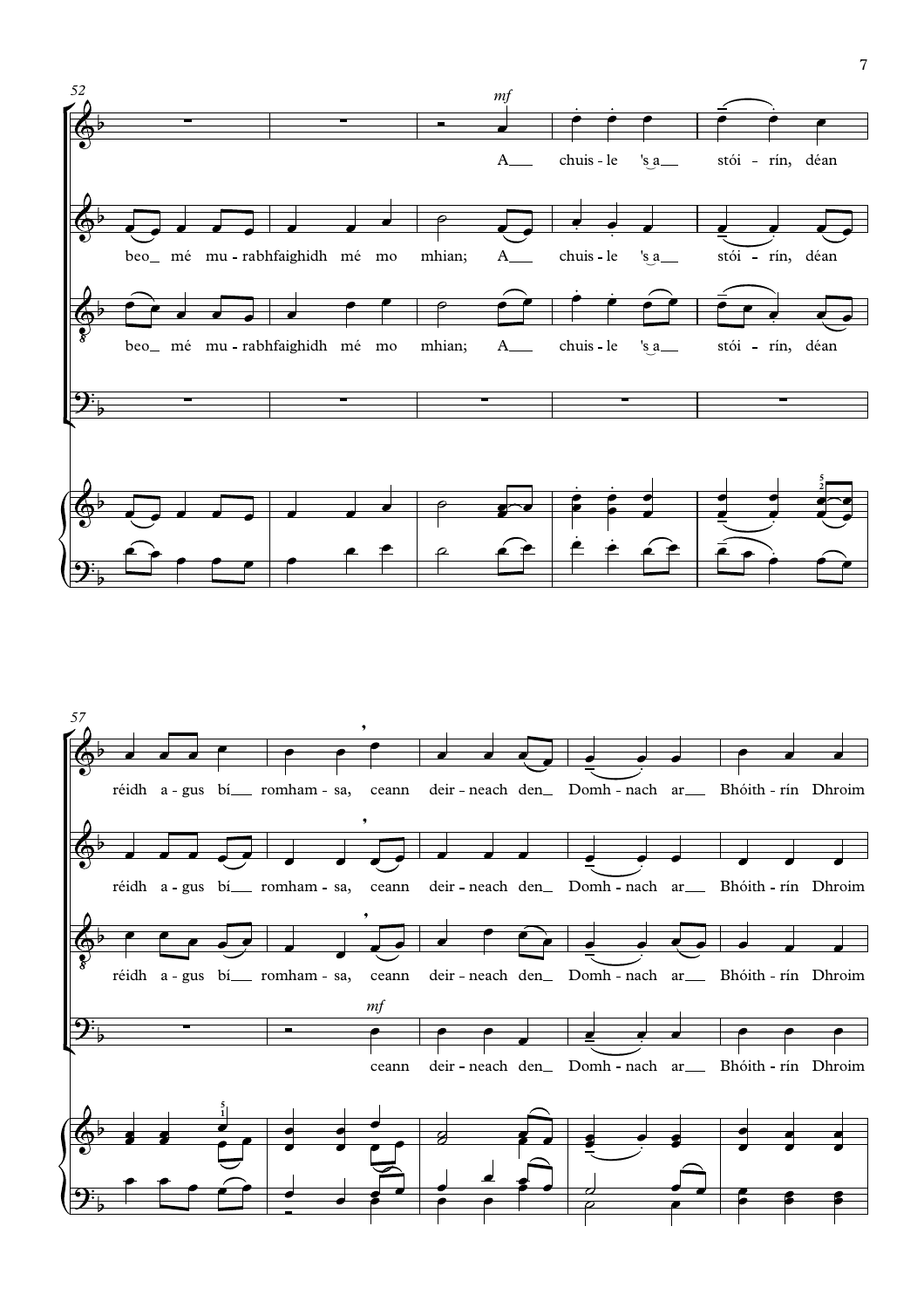52

*mf*

A___ chuis - le 's a___ stói - rín, déan

beo_ mé mu - rabhfaighidh mé mo mhian; A___ chuis - le 's a___ stói - rín, déan

beo_ mé mu - rabhfaighidh mé mo mhian; A___ chuis - le 's a___ stói - rín, déan

57

réidh a - gus bí___ romham - sa, ceann deir - neach den_ Domh - nach ar___ Bhóith - rín Dhroim

réidh a - gus bí___ romham - sa, ceann deir - neach den_ Domh - nach ar___ Bhóith - rín Dhroim

réidh a - gus bí___ romham - sa, ceann deir - neach den_ Domh - nach ar___ Bhóith - rín Dhroim

*mf*

ceann deir - neach den_ Domh - nach ar___ Bhóith - rín Dhroim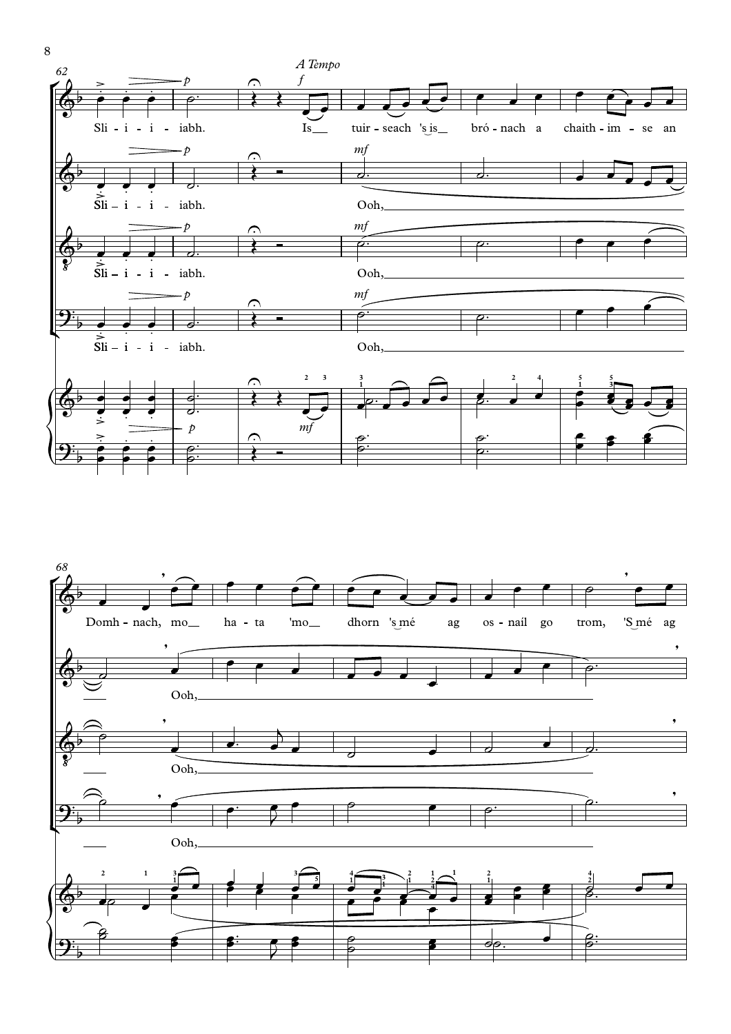*A Tempo*

Sli - i - i - iabh. Is tuir - seach 's is bró - nach a chaith - im - se an

Sli - i - i - iabh. Ooh,

Sli - i - i - iabh. Ooh,

Sli - i - i - iabh. Ooh,

Domh - nach, mo ha - ta 'mo dhorn 's mé ag os - naíl go trom, 'S mé ag

Ooh,

Ooh,

Ooh,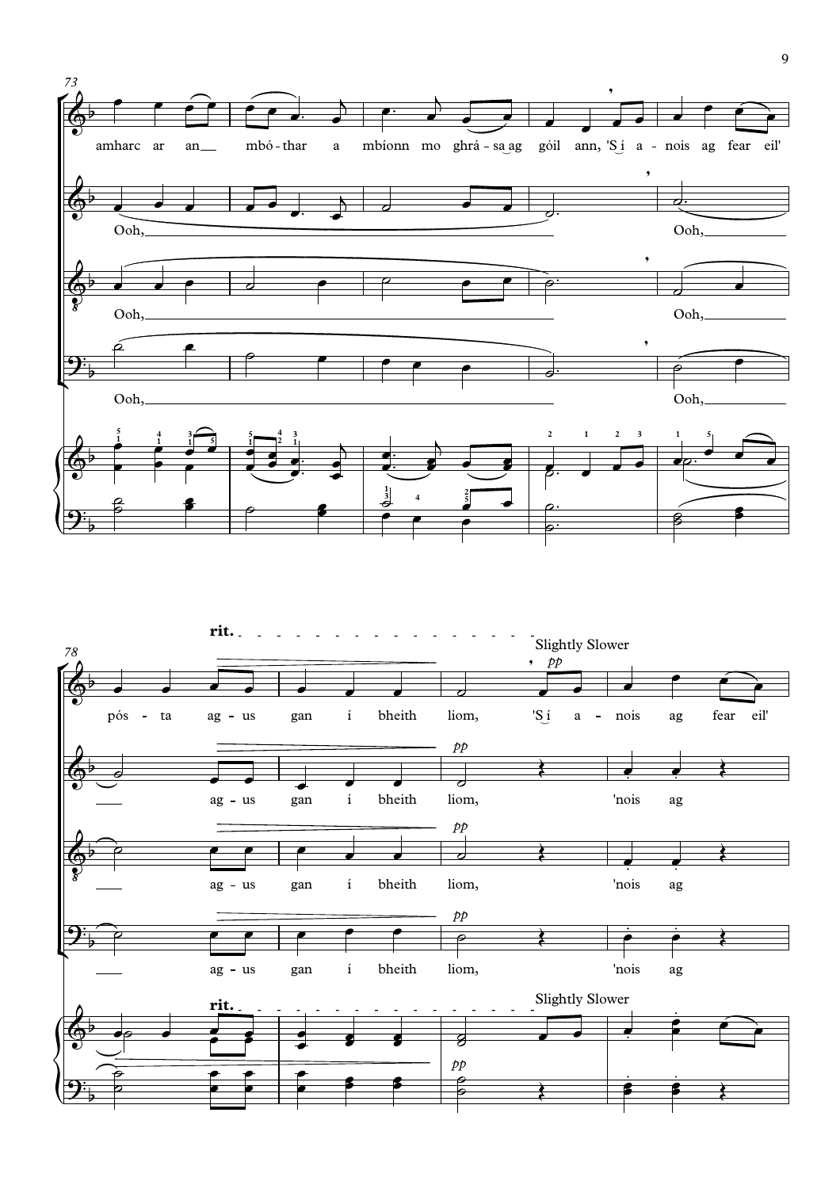73

amharc ar an mbó-thar a mbíonn mo ghrá-sa ag góil ann, 'S í a-nois ag fear eil'

Ooh, Ooh,

Ooh, Ooh,

Ooh, Ooh,

78

rit. Slightly Slower

*pp*

pós-ta ag-us gan í bheith liom, 'S í a-nois ag fear eil'

ag-us gan í bheith liom, 'nois ag

ag-us gan í bheith liom, 'nois ag

ag-us gan í bheith liom, 'nois ag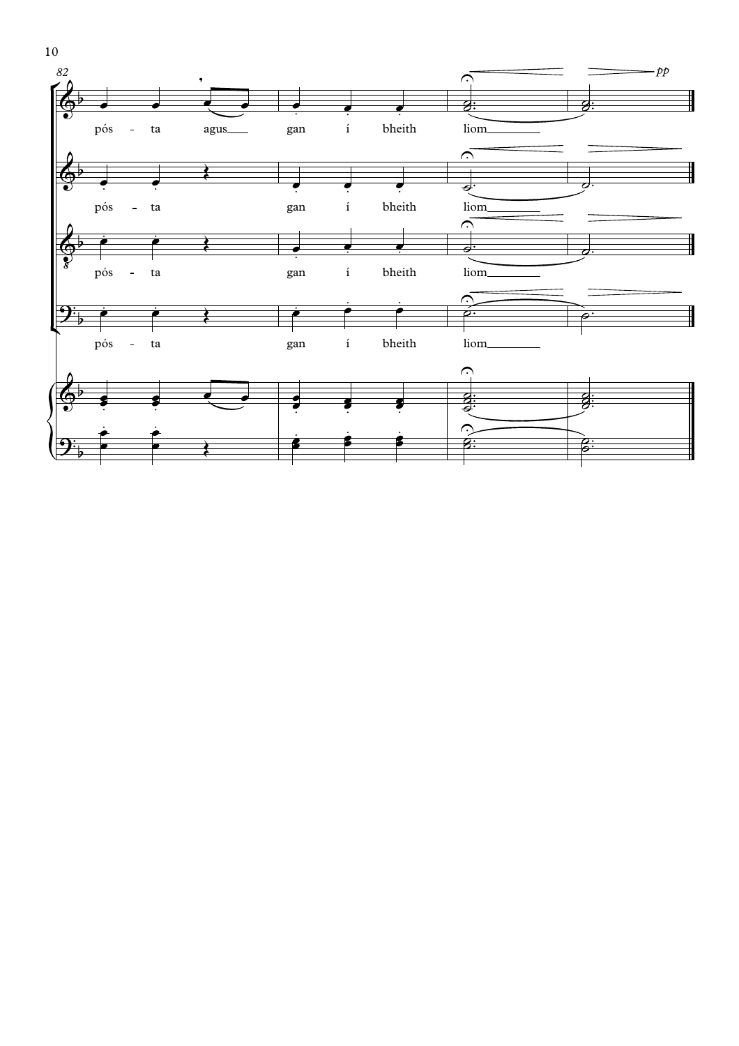82

pós - ta agus gan í bheith liom

*pp*

pós - ta gan í bheith liom

pós - ta gan í bheith liom

pós - ta gan í bheith liom